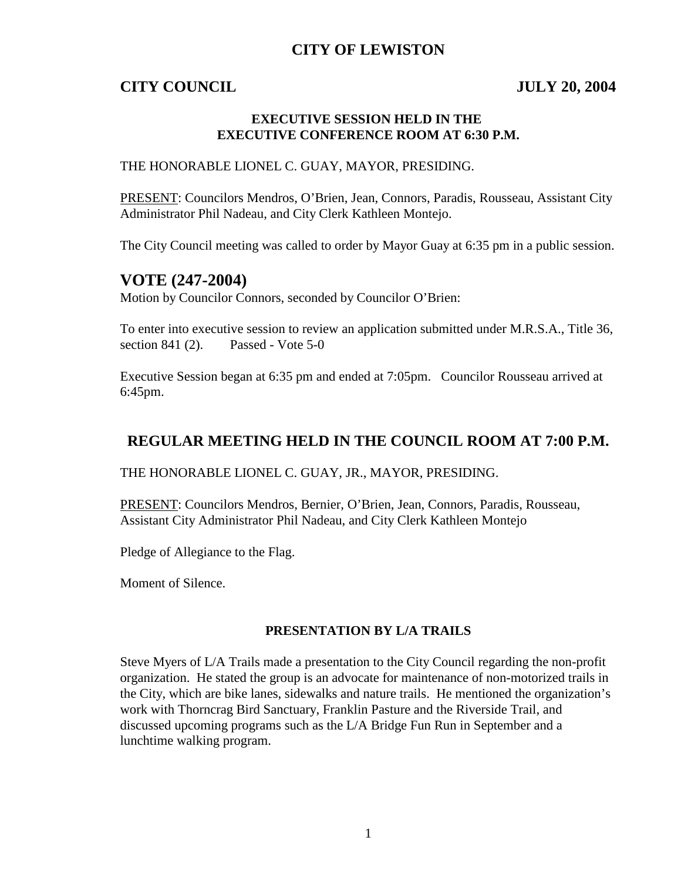# CITY OF LEWISTON

**CITY COUNCIL** **JULY 20, 2004**

**EXECUTIVE SESSION HELD IN THE EXECUTIVE CONFERENCE ROOM AT 6:30 P.M.**

THE HONORABLE LIONEL C. GUAY, MAYOR, PRESIDING.

PRESENT: Councilors Mendros, O'Brien, Jean, Connors, Paradis, Rousseau, Assistant City Administrator Phil Nadeau, and City Clerk Kathleen Montejo.

The City Council meeting was called to order by Mayor Guay at 6:35 pm in a public session.

## VOTE (247-2004)

Motion by Councilor Connors, seconded by Councilor O'Brien:

To enter into executive session to review an application submitted under M.R.S.A., Title 36, section 841 (2). Passed - Vote 5-0

Executive Session began at 6:35 pm and ended at 7:05pm. Councilor Rousseau arrived at 6:45pm.

## REGULAR MEETING HELD IN THE COUNCIL ROOM AT 7:00 P.M.

THE HONORABLE LIONEL C. GUAY, JR., MAYOR, PRESIDING.

PRESENT: Councilors Mendros, Bernier, O'Brien, Jean, Connors, Paradis, Rousseau, Assistant City Administrator Phil Nadeau, and City Clerk Kathleen Montejo

Pledge of Allegiance to the Flag.

Moment of Silence.

**PRESENTATION BY L/A TRAILS**

Steve Myers of L/A Trails made a presentation to the City Council regarding the non-profit organization. He stated the group is an advocate for maintenance of non-motorized trails in the City, which are bike lanes, sidewalks and nature trails. He mentioned the organization's work with Thorncrag Bird Sanctuary, Franklin Pasture and the Riverside Trail, and discussed upcoming programs such as the L/A Bridge Fun Run in September and a lunchtime walking program.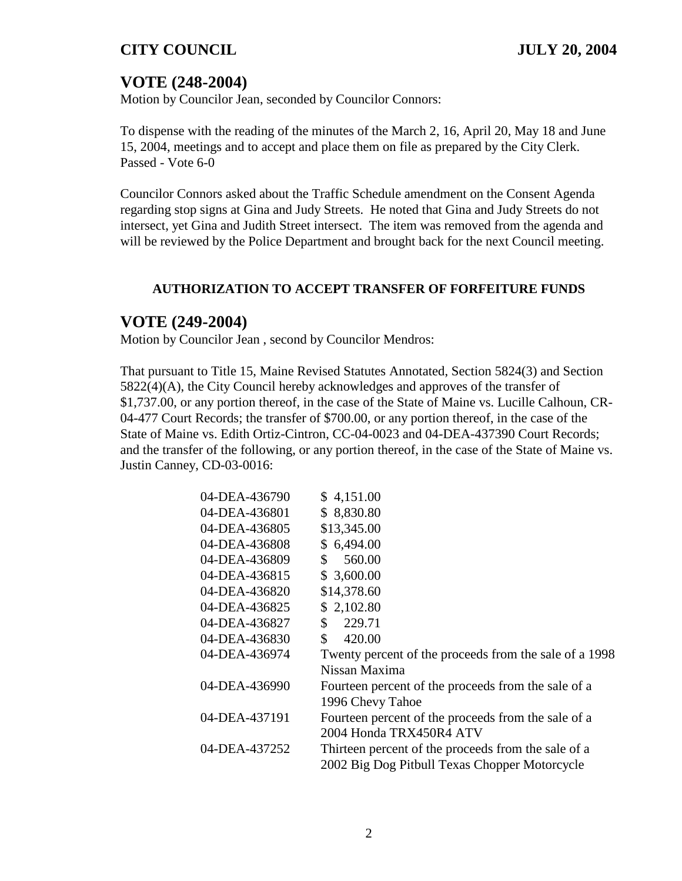## VOTE (248-2004)

Motion by Councilor Jean, seconded by Councilor Connors:

To dispense with the reading of the minutes of the March 2, 16, April 20, May 18 and June 15, 2004, meetings and to accept and place them on file as prepared by the City Clerk. Passed - Vote 6-0

Councilor Connors asked about the Traffic Schedule amendment on the Consent Agenda regarding stop signs at Gina and Judy Streets. He noted that Gina and Judy Streets do not intersect, yet Gina and Judith Street intersect. The item was removed from the agenda and will be reviewed by the Police Department and brought back for the next Council meeting.

### AUTHORIZATION TO ACCEPT TRANSFER OF FORFEITURE FUNDS

## VOTE (249-2004)

Motion by Councilor Jean , second by Councilor Mendros:

That pursuant to Title 15, Maine Revised Statutes Annotated, Section 5824(3) and Section 5822(4)(A), the City Council hereby acknowledges and approves of the transfer of $1,737.00, or any portion thereof, in the case of the State of Maine vs. Lucille Calhoun, CR-04-477 Court Records; the transfer of $700.00, or any portion thereof, in the case of the State of Maine vs. Edith Ortiz-Cintron, CC-04-0023 and 04-DEA-437390 Court Records; and the transfer of the following, or any portion thereof, in the case of the State of Maine vs. Justin Canney, CD-03-0016:

| | |
|---|---|
| 04-DEA-436790 | $ 4,151.00 |
| 04-DEA-436801 | $ 8,830.80 |
| 04-DEA-436805 | $13,345.00 |
| 04-DEA-436808 | $ 6,494.00 |
| 04-DEA-436809 | $ 560.00 |
| 04-DEA-436815 | $ 3,600.00 |
| 04-DEA-436820 | $14,378.60 |
| 04-DEA-436825 | $ 2,102.80 |
| 04-DEA-436827 | $ 229.71 |
| 04-DEA-436830 | $ 420.00 |
| 04-DEA-436974 | Twenty percent of the proceeds from the sale of a 1998 Nissan Maxima |
| 04-DEA-436990 | Fourteen percent of the proceeds from the sale of a 1996 Chevy Tahoe |
| 04-DEA-437191 | Fourteen percent of the proceeds from the sale of a 2004 Honda TRX450R4 ATV |
| 04-DEA-437252 | Thirteen percent of the proceeds from the sale of a 2002 Big Dog Pitbull Texas Chopper Motorcycle |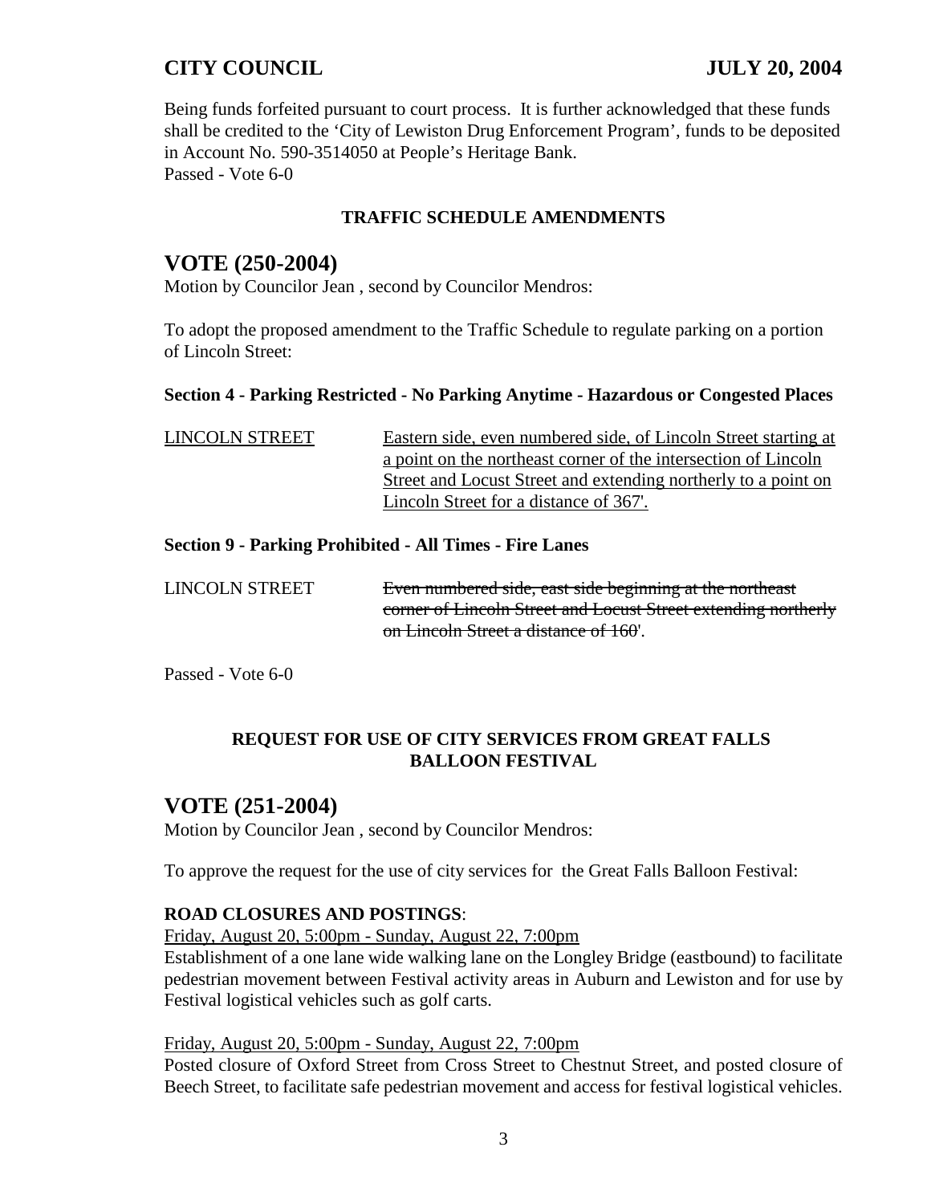Being funds forfeited pursuant to court process. It is further acknowledged that these funds shall be credited to the 'City of Lewiston Drug Enforcement Program', funds to be deposited in Account No. 590-3514050 at People's Heritage Bank.
Passed - Vote 6-0

**TRAFFIC SCHEDULE AMENDMENTS**

## VOTE (250-2004)

Motion by Councilor Jean , second by Councilor Mendros:

To adopt the proposed amendment to the Traffic Schedule to regulate parking on a portion of Lincoln Street:

**Section 4 - Parking Restricted - No Parking Anytime - Hazardous or Congested Places**

| | |
|---|---|
| <u>LINCOLN STREET</u> | <u>Eastern side, even numbered side, of Lincoln Street starting at a point on the northeast corner of the intersection of Lincoln Street and Locust Street and extending northerly to a point on Lincoln Street for a distance of 367'.</u> |

**Section 9 - Parking Prohibited - All Times - Fire Lanes**

| | |
|---|---|
| LINCOLN STREET | ~~Even numbered side, east side beginning at the northeast corner of Lincoln Street and Locust Street extending northerly on Lincoln Street a distance of 160'~~. |

Passed - Vote 6-0

**REQUEST FOR USE OF CITY SERVICES FROM GREAT FALLS BALLOON FESTIVAL**

## VOTE (251-2004)

Motion by Councilor Jean , second by Councilor Mendros:

To approve the request for the use of city services for the Great Falls Balloon Festival:

**ROAD CLOSURES AND POSTINGS**:

<u>Friday, August 20, 5:00pm - Sunday, August 22, 7:00pm</u>
Establishment of a one lane wide walking lane on the Longley Bridge (eastbound) to facilitate pedestrian movement between Festival activity areas in Auburn and Lewiston and for use by Festival logistical vehicles such as golf carts.

<u>Friday, August 20, 5:00pm - Sunday, August 22, 7:00pm</u>
Posted closure of Oxford Street from Cross Street to Chestnut Street, and posted closure of Beech Street, to facilitate safe pedestrian movement and access for festival logistical vehicles.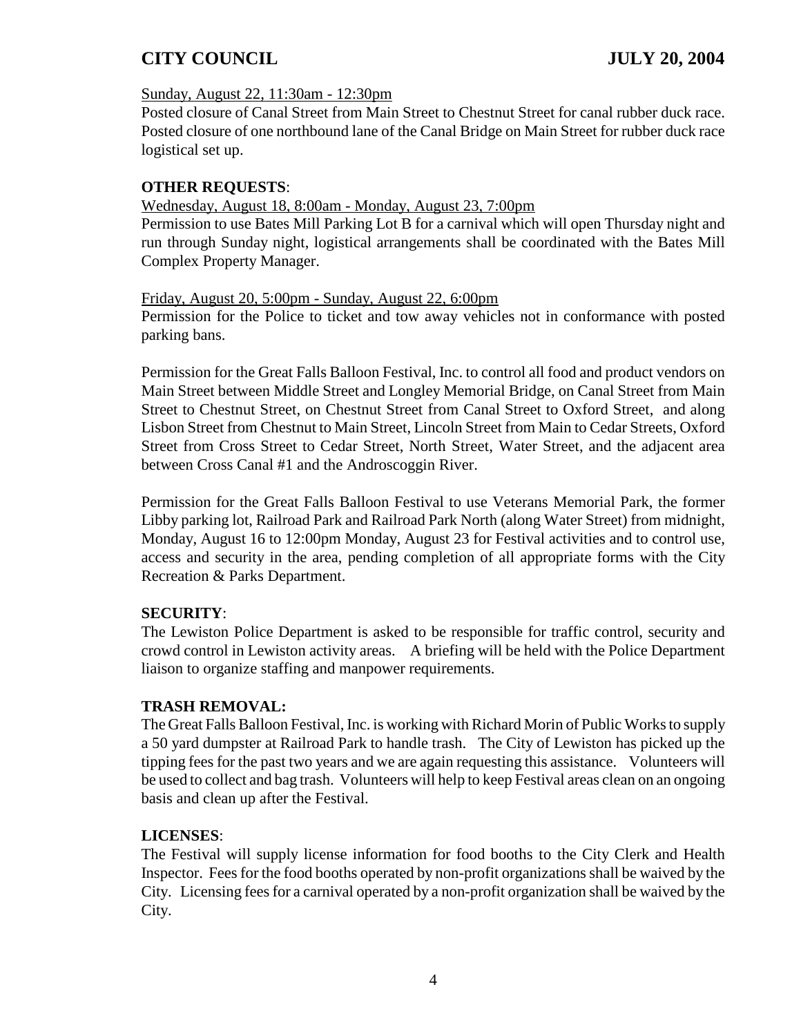Sunday, August 22, 11:30am - 12:30pm

Posted closure of Canal Street from Main Street to Chestnut Street for canal rubber duck race. Posted closure of one northbound lane of the Canal Bridge on Main Street for rubber duck race logistical set up.

**OTHER REQUESTS**:

Wednesday, August 18, 8:00am - Monday, August 23, 7:00pm

Permission to use Bates Mill Parking Lot B for a carnival which will open Thursday night and run through Sunday night, logistical arrangements shall be coordinated with the Bates Mill Complex Property Manager.

Friday, August 20, 5:00pm - Sunday, August 22, 6:00pm

Permission for the Police to ticket and tow away vehicles not in conformance with posted parking bans.

Permission for the Great Falls Balloon Festival, Inc. to control all food and product vendors on Main Street between Middle Street and Longley Memorial Bridge, on Canal Street from Main Street to Chestnut Street, on Chestnut Street from Canal Street to Oxford Street, and along Lisbon Street from Chestnut to Main Street, Lincoln Street from Main to Cedar Streets, Oxford Street from Cross Street to Cedar Street, North Street, Water Street, and the adjacent area between Cross Canal #1 and the Androscoggin River.

Permission for the Great Falls Balloon Festival to use Veterans Memorial Park, the former Libby parking lot, Railroad Park and Railroad Park North (along Water Street) from midnight, Monday, August 16 to 12:00pm Monday, August 23 for Festival activities and to control use, access and security in the area, pending completion of all appropriate forms with the City Recreation & Parks Department.

**SECURITY**:

The Lewiston Police Department is asked to be responsible for traffic control, security and crowd control in Lewiston activity areas. A briefing will be held with the Police Department liaison to organize staffing and manpower requirements.

**TRASH REMOVAL:**

The Great Falls Balloon Festival, Inc. is working with Richard Morin of Public Works to supply a 50 yard dumpster at Railroad Park to handle trash. The City of Lewiston has picked up the tipping fees for the past two years and we are again requesting this assistance. Volunteers will be used to collect and bag trash. Volunteers will help to keep Festival areas clean on an ongoing basis and clean up after the Festival.

**LICENSES**:

The Festival will supply license information for food booths to the City Clerk and Health Inspector. Fees for the food booths operated by non-profit organizations shall be waived by the City. Licensing fees for a carnival operated by a non-profit organization shall be waived by the City.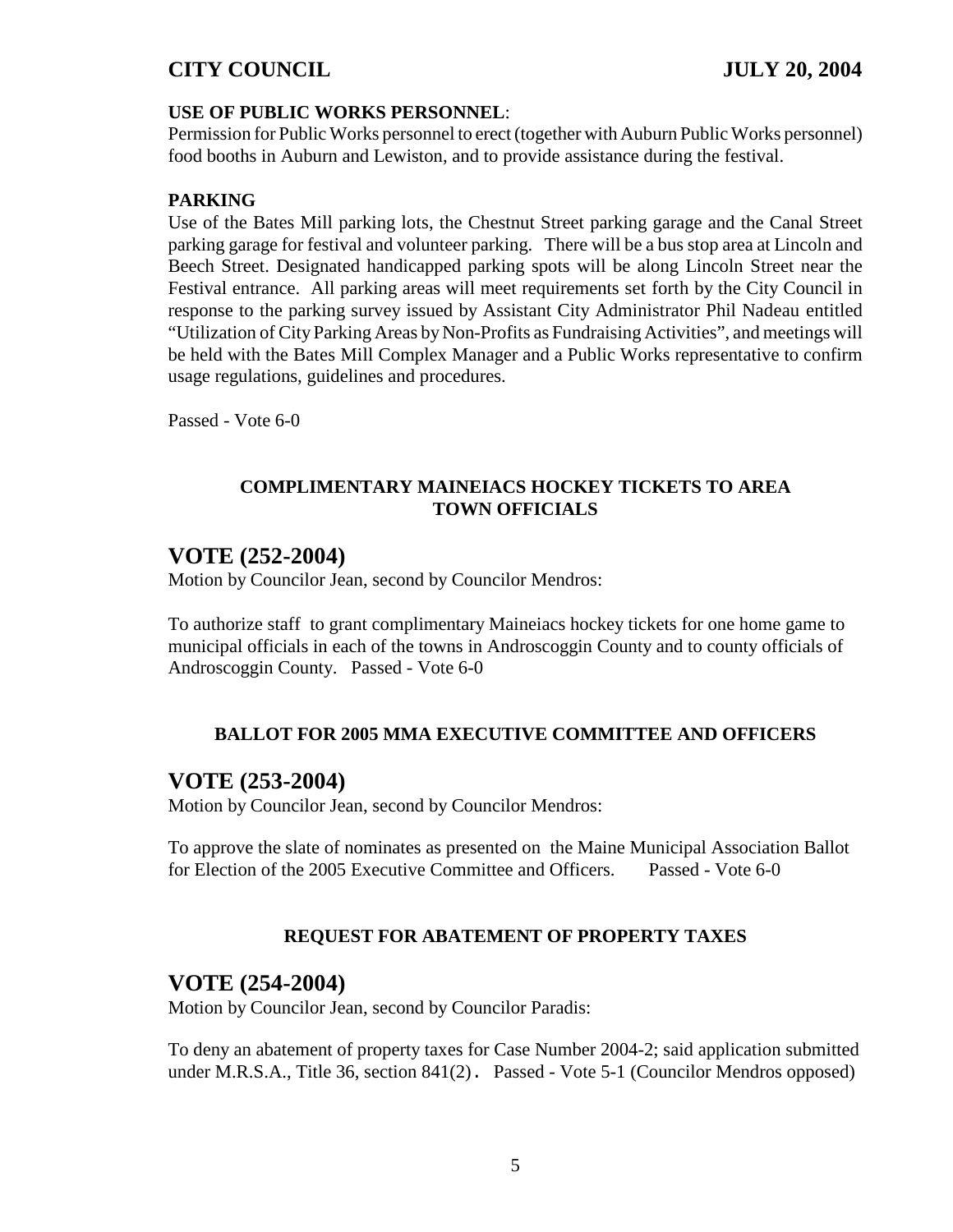**USE OF PUBLIC WORKS PERSONNEL**:
Permission for Public Works personnel to erect (together with Auburn Public Works personnel) food booths in Auburn and Lewiston, and to provide assistance during the festival.

**PARKING**
Use of the Bates Mill parking lots, the Chestnut Street parking garage and the Canal Street parking garage for festival and volunteer parking. There will be a bus stop area at Lincoln and Beech Street. Designated handicapped parking spots will be along Lincoln Street near the Festival entrance. All parking areas will meet requirements set forth by the City Council in response to the parking survey issued by Assistant City Administrator Phil Nadeau entitled "Utilization of City Parking Areas by Non-Profits as Fundraising Activities", and meetings will be held with the Bates Mill Complex Manager and a Public Works representative to confirm usage regulations, guidelines and procedures.

Passed - Vote 6-0

**COMPLIMENTARY MAINEIACS HOCKEY TICKETS TO AREA TOWN OFFICIALS**

## VOTE (252-2004)

Motion by Councilor Jean, second by Councilor Mendros:

To authorize staff to grant complimentary Maineiacs hockey tickets for one home game to municipal officials in each of the towns in Androscoggin County and to county officials of Androscoggin County. Passed - Vote 6-0

**BALLOT FOR 2005 MMA EXECUTIVE COMMITTEE AND OFFICERS**

## VOTE (253-2004)

Motion by Councilor Jean, second by Councilor Mendros:

To approve the slate of nominates as presented on the Maine Municipal Association Ballot for Election of the 2005 Executive Committee and Officers. Passed - Vote 6-0

**REQUEST FOR ABATEMENT OF PROPERTY TAXES**

## VOTE (254-2004)

Motion by Councilor Jean, second by Councilor Paradis:

To deny an abatement of property taxes for Case Number 2004-2; said application submitted under M.R.S.A., Title 36, section 841(2). Passed - Vote 5-1 (Councilor Mendros opposed)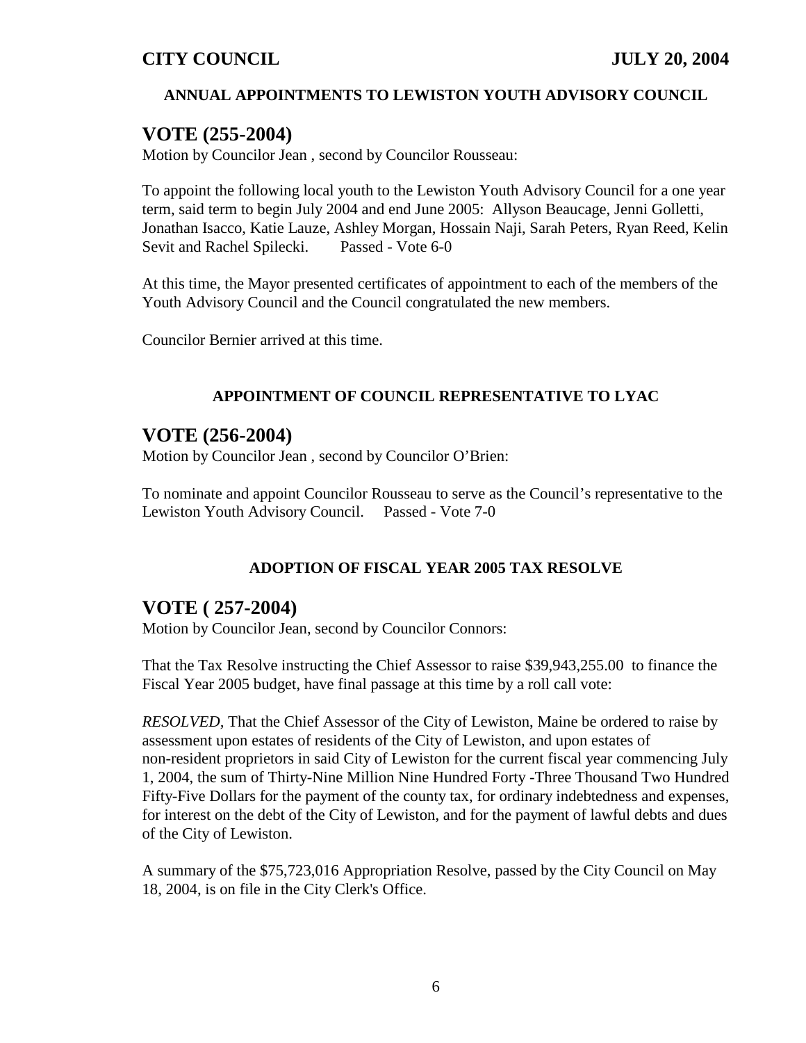### ANNUAL APPOINTMENTS TO LEWISTON YOUTH ADVISORY COUNCIL

## VOTE (255-2004)

Motion by Councilor Jean , second by Councilor Rousseau:

To appoint the following local youth to the Lewiston Youth Advisory Council for a one year term, said term to begin July 2004 and end June 2005: Allyson Beaucage, Jenni Golletti, Jonathan Isacco, Katie Lauze, Ashley Morgan, Hossain Naji, Sarah Peters, Ryan Reed, Kelin Sevit and Rachel Spilecki. Passed - Vote 6-0

At this time, the Mayor presented certificates of appointment to each of the members of the Youth Advisory Council and the Council congratulated the new members.

Councilor Bernier arrived at this time.

### APPOINTMENT OF COUNCIL REPRESENTATIVE TO LYAC

## VOTE (256-2004)

Motion by Councilor Jean , second by Councilor O'Brien:

To nominate and appoint Councilor Rousseau to serve as the Council's representative to the Lewiston Youth Advisory Council. Passed - Vote 7-0

### ADOPTION OF FISCAL YEAR 2005 TAX RESOLVE

## VOTE ( 257-2004)

Motion by Councilor Jean, second by Councilor Connors:

That the Tax Resolve instructing the Chief Assessor to raise $39,943,255.00 to finance the Fiscal Year 2005 budget, have final passage at this time by a roll call vote:

*RESOLVED*, That the Chief Assessor of the City of Lewiston, Maine be ordered to raise by assessment upon estates of residents of the City of Lewiston, and upon estates of non-resident proprietors in said City of Lewiston for the current fiscal year commencing July 1, 2004, the sum of Thirty-Nine Million Nine Hundred Forty -Three Thousand Two Hundred Fifty-Five Dollars for the payment of the county tax, for ordinary indebtedness and expenses, for interest on the debt of the City of Lewiston, and for the payment of lawful debts and dues of the City of Lewiston.

A summary of the $75,723,016 Appropriation Resolve, passed by the City Council on May 18, 2004, is on file in the City Clerk's Office.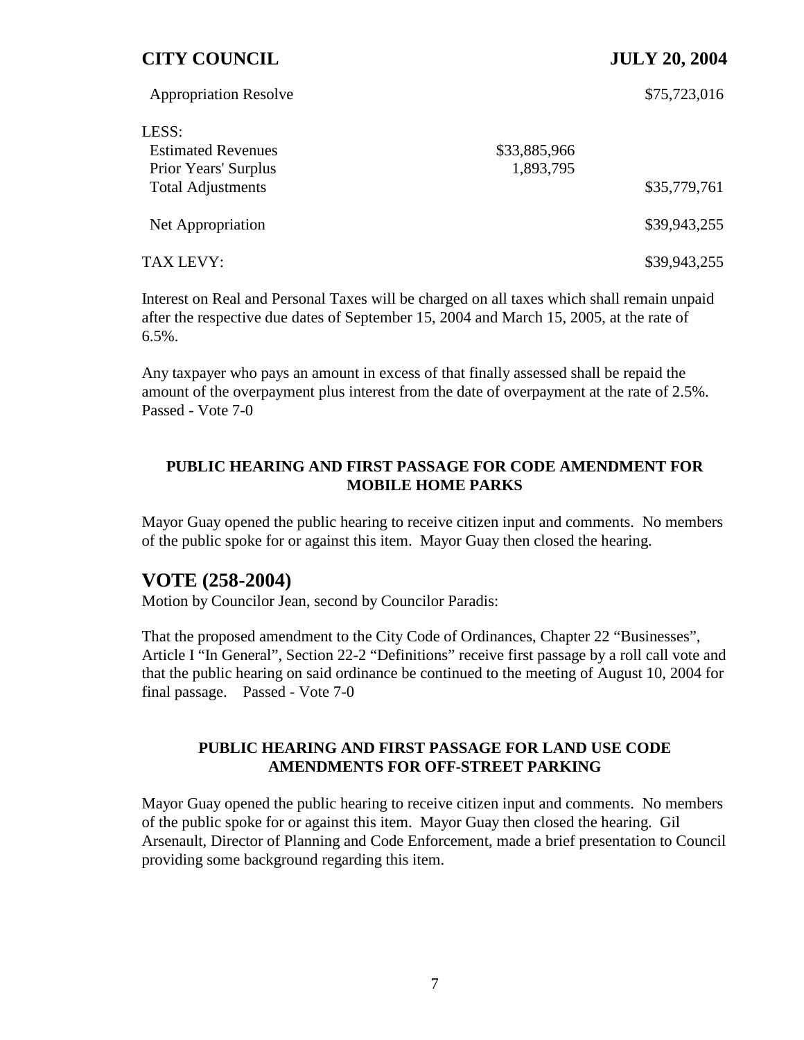| | | |
|---|---|---|
| Appropriation Resolve | | $75,723,016 |
| LESS: | | |
| Estimated Revenues | $33,885,966 | |
| Prior Years' Surplus | 1,893,795 | |
| Total Adjustments | | $35,779,761 |
| Net Appropriation | | $39,943,255 |
| TAX LEVY: | | $39,943,255 |

Interest on Real and Personal Taxes will be charged on all taxes which shall remain unpaid after the respective due dates of September 15, 2004 and March 15, 2005, at the rate of 6.5%.

Any taxpayer who pays an amount in excess of that finally assessed shall be repaid the amount of the overpayment plus interest from the date of overpayment at the rate of 2.5%. Passed - Vote 7-0

**PUBLIC HEARING AND FIRST PASSAGE FOR CODE AMENDMENT FOR MOBILE HOME PARKS**

Mayor Guay opened the public hearing to receive citizen input and comments. No members of the public spoke for or against this item. Mayor Guay then closed the hearing.

## VOTE (258-2004)

Motion by Councilor Jean, second by Councilor Paradis:

That the proposed amendment to the City Code of Ordinances, Chapter 22 "Businesses", Article I "In General", Section 22-2 "Definitions" receive first passage by a roll call vote and that the public hearing on said ordinance be continued to the meeting of August 10, 2004 for final passage. Passed - Vote 7-0

**PUBLIC HEARING AND FIRST PASSAGE FOR LAND USE CODE AMENDMENTS FOR OFF-STREET PARKING**

Mayor Guay opened the public hearing to receive citizen input and comments. No members of the public spoke for or against this item. Mayor Guay then closed the hearing. Gil Arsenault, Director of Planning and Code Enforcement, made a brief presentation to Council providing some background regarding this item.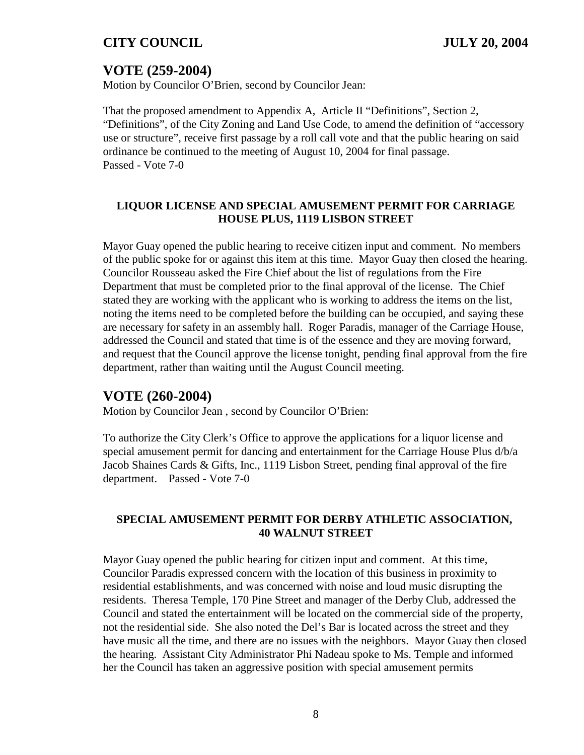## VOTE (259-2004)

Motion by Councilor O'Brien, second by Councilor Jean:

That the proposed amendment to Appendix A, Article II "Definitions", Section 2, "Definitions", of the City Zoning and Land Use Code, to amend the definition of "accessory use or structure", receive first passage by a roll call vote and that the public hearing on said ordinance be continued to the meeting of August 10, 2004 for final passage.
Passed - Vote 7-0

### LIQUOR LICENSE AND SPECIAL AMUSEMENT PERMIT FOR CARRIAGE HOUSE PLUS, 1119 LISBON STREET

Mayor Guay opened the public hearing to receive citizen input and comment. No members of the public spoke for or against this item at this time. Mayor Guay then closed the hearing. Councilor Rousseau asked the Fire Chief about the list of regulations from the Fire Department that must be completed prior to the final approval of the license. The Chief stated they are working with the applicant who is working to address the items on the list, noting the items need to be completed before the building can be occupied, and saying these are necessary for safety in an assembly hall. Roger Paradis, manager of the Carriage House, addressed the Council and stated that time is of the essence and they are moving forward, and request that the Council approve the license tonight, pending final approval from the fire department, rather than waiting until the August Council meeting.

## VOTE (260-2004)

Motion by Councilor Jean , second by Councilor O'Brien:

To authorize the City Clerk's Office to approve the applications for a liquor license and special amusement permit for dancing and entertainment for the Carriage House Plus d/b/a Jacob Shaines Cards & Gifts, Inc., 1119 Lisbon Street, pending final approval of the fire department. Passed - Vote 7-0

### SPECIAL AMUSEMENT PERMIT FOR DERBY ATHLETIC ASSOCIATION, 40 WALNUT STREET

Mayor Guay opened the public hearing for citizen input and comment. At this time, Councilor Paradis expressed concern with the location of this business in proximity to residential establishments, and was concerned with noise and loud music disrupting the residents. Theresa Temple, 170 Pine Street and manager of the Derby Club, addressed the Council and stated the entertainment will be located on the commercial side of the property, not the residential side. She also noted the Del's Bar is located across the street and they have music all the time, and there are no issues with the neighbors. Mayor Guay then closed the hearing. Assistant City Administrator Phi Nadeau spoke to Ms. Temple and informed her the Council has taken an aggressive position with special amusement permits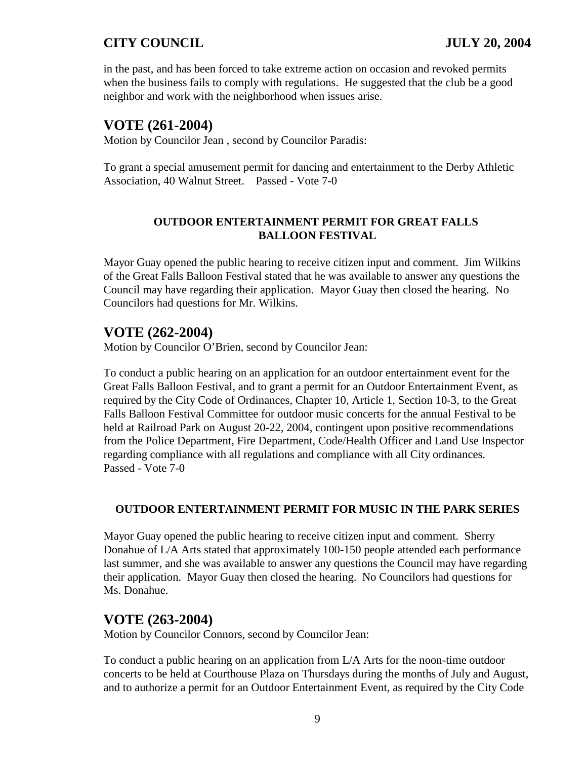in the past, and has been forced to take extreme action on occasion and revoked permits when the business fails to comply with regulations. He suggested that the club be a good neighbor and work with the neighborhood when issues arise.

## VOTE (261-2004)

Motion by Councilor Jean , second by Councilor Paradis:

To grant a special amusement permit for dancing and entertainment to the Derby Athletic Association, 40 Walnut Street. Passed - Vote 7-0

### OUTDOOR ENTERTAINMENT PERMIT FOR GREAT FALLS BALLOON FESTIVAL

Mayor Guay opened the public hearing to receive citizen input and comment. Jim Wilkins of the Great Falls Balloon Festival stated that he was available to answer any questions the Council may have regarding their application. Mayor Guay then closed the hearing. No Councilors had questions for Mr. Wilkins.

## VOTE (262-2004)

Motion by Councilor O'Brien, second by Councilor Jean:

To conduct a public hearing on an application for an outdoor entertainment event for the Great Falls Balloon Festival, and to grant a permit for an Outdoor Entertainment Event, as required by the City Code of Ordinances, Chapter 10, Article 1, Section 10-3, to the Great Falls Balloon Festival Committee for outdoor music concerts for the annual Festival to be held at Railroad Park on August 20-22, 2004, contingent upon positive recommendations from the Police Department, Fire Department, Code/Health Officer and Land Use Inspector regarding compliance with all regulations and compliance with all City ordinances. Passed - Vote 7-0

### OUTDOOR ENTERTAINMENT PERMIT FOR MUSIC IN THE PARK SERIES

Mayor Guay opened the public hearing to receive citizen input and comment. Sherry Donahue of L/A Arts stated that approximately 100-150 people attended each performance last summer, and she was available to answer any questions the Council may have regarding their application. Mayor Guay then closed the hearing. No Councilors had questions for Ms. Donahue.

## VOTE (263-2004)

Motion by Councilor Connors, second by Councilor Jean:

To conduct a public hearing on an application from L/A Arts for the noon-time outdoor concerts to be held at Courthouse Plaza on Thursdays during the months of July and August, and to authorize a permit for an Outdoor Entertainment Event, as required by the City Code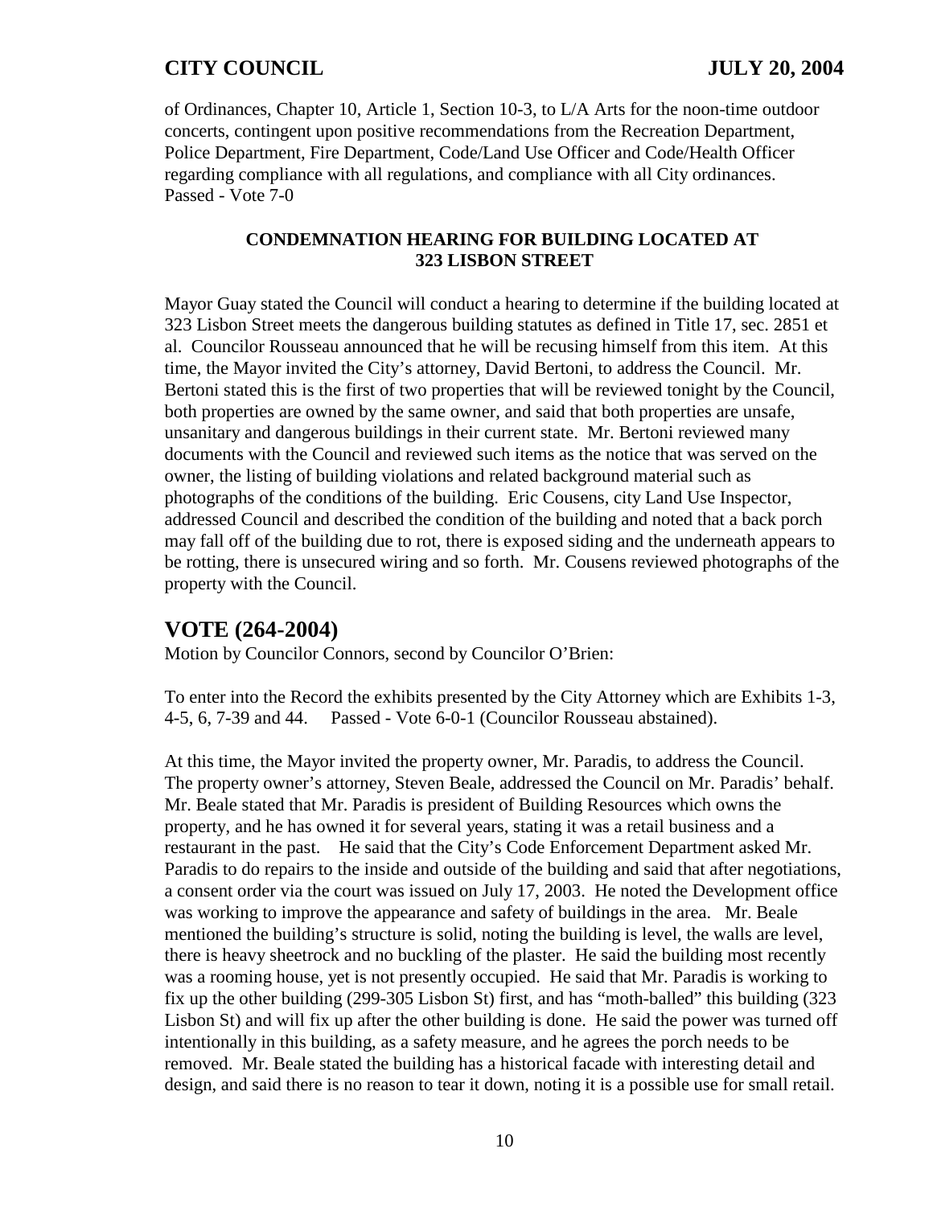of Ordinances, Chapter 10, Article 1, Section 10-3, to L/A Arts for the noon-time outdoor concerts, contingent upon positive recommendations from the Recreation Department, Police Department, Fire Department, Code/Land Use Officer and Code/Health Officer regarding compliance with all regulations, and compliance with all City ordinances.
Passed - Vote 7-0

**CONDEMNATION HEARING FOR BUILDING LOCATED AT 323 LISBON STREET**

Mayor Guay stated the Council will conduct a hearing to determine if the building located at 323 Lisbon Street meets the dangerous building statutes as defined in Title 17, sec. 2851 et al. Councilor Rousseau announced that he will be recusing himself from this item. At this time, the Mayor invited the City's attorney, David Bertoni, to address the Council. Mr. Bertoni stated this is the first of two properties that will be reviewed tonight by the Council, both properties are owned by the same owner, and said that both properties are unsafe, unsanitary and dangerous buildings in their current state. Mr. Bertoni reviewed many documents with the Council and reviewed such items as the notice that was served on the owner, the listing of building violations and related background material such as photographs of the conditions of the building. Eric Cousens, city Land Use Inspector, addressed Council and described the condition of the building and noted that a back porch may fall off of the building due to rot, there is exposed siding and the underneath appears to be rotting, there is unsecured wiring and so forth. Mr. Cousens reviewed photographs of the property with the Council.

## VOTE (264-2004)

Motion by Councilor Connors, second by Councilor O'Brien:

To enter into the Record the exhibits presented by the City Attorney which are Exhibits 1-3, 4-5, 6, 7-39 and 44. Passed - Vote 6-0-1 (Councilor Rousseau abstained).

At this time, the Mayor invited the property owner, Mr. Paradis, to address the Council. The property owner's attorney, Steven Beale, addressed the Council on Mr. Paradis' behalf. Mr. Beale stated that Mr. Paradis is president of Building Resources which owns the property, and he has owned it for several years, stating it was a retail business and a restaurant in the past. He said that the City's Code Enforcement Department asked Mr. Paradis to do repairs to the inside and outside of the building and said that after negotiations, a consent order via the court was issued on July 17, 2003. He noted the Development office was working to improve the appearance and safety of buildings in the area. Mr. Beale mentioned the building's structure is solid, noting the building is level, the walls are level, there is heavy sheetrock and no buckling of the plaster. He said the building most recently was a rooming house, yet is not presently occupied. He said that Mr. Paradis is working to fix up the other building (299-305 Lisbon St) first, and has "moth-balled" this building (323 Lisbon St) and will fix up after the other building is done. He said the power was turned off intentionally in this building, as a safety measure, and he agrees the porch needs to be removed. Mr. Beale stated the building has a historical facade with interesting detail and design, and said there is no reason to tear it down, noting it is a possible use for small retail.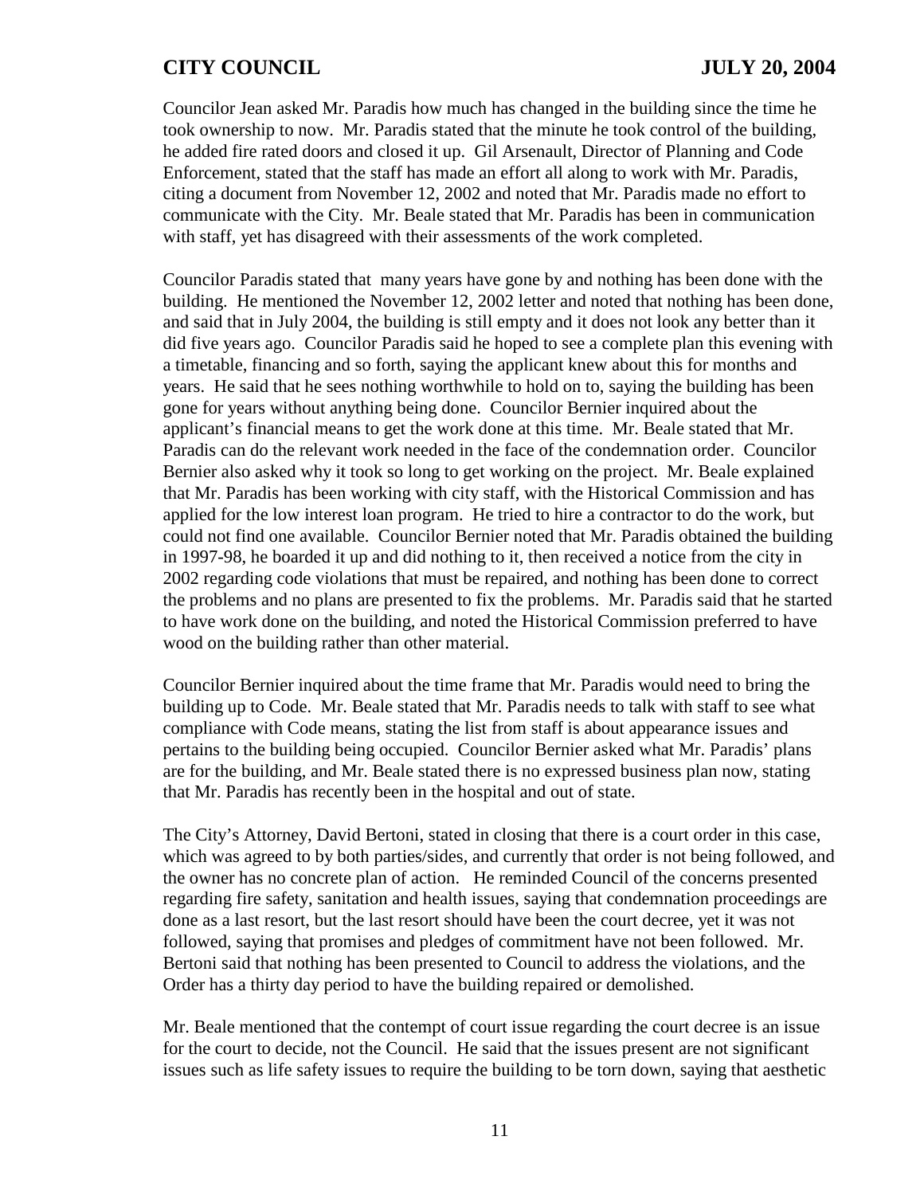Councilor Jean asked Mr. Paradis how much has changed in the building since the time he took ownership to now. Mr. Paradis stated that the minute he took control of the building, he added fire rated doors and closed it up. Gil Arsenault, Director of Planning and Code Enforcement, stated that the staff has made an effort all along to work with Mr. Paradis, citing a document from November 12, 2002 and noted that Mr. Paradis made no effort to communicate with the City. Mr. Beale stated that Mr. Paradis has been in communication with staff, yet has disagreed with their assessments of the work completed.

Councilor Paradis stated that many years have gone by and nothing has been done with the building. He mentioned the November 12, 2002 letter and noted that nothing has been done, and said that in July 2004, the building is still empty and it does not look any better than it did five years ago. Councilor Paradis said he hoped to see a complete plan this evening with a timetable, financing and so forth, saying the applicant knew about this for months and years. He said that he sees nothing worthwhile to hold on to, saying the building has been gone for years without anything being done. Councilor Bernier inquired about the applicant's financial means to get the work done at this time. Mr. Beale stated that Mr. Paradis can do the relevant work needed in the face of the condemnation order. Councilor Bernier also asked why it took so long to get working on the project. Mr. Beale explained that Mr. Paradis has been working with city staff, with the Historical Commission and has applied for the low interest loan program. He tried to hire a contractor to do the work, but could not find one available. Councilor Bernier noted that Mr. Paradis obtained the building in 1997-98, he boarded it up and did nothing to it, then received a notice from the city in 2002 regarding code violations that must be repaired, and nothing has been done to correct the problems and no plans are presented to fix the problems. Mr. Paradis said that he started to have work done on the building, and noted the Historical Commission preferred to have wood on the building rather than other material.

Councilor Bernier inquired about the time frame that Mr. Paradis would need to bring the building up to Code. Mr. Beale stated that Mr. Paradis needs to talk with staff to see what compliance with Code means, stating the list from staff is about appearance issues and pertains to the building being occupied. Councilor Bernier asked what Mr. Paradis' plans are for the building, and Mr. Beale stated there is no expressed business plan now, stating that Mr. Paradis has recently been in the hospital and out of state.

The City's Attorney, David Bertoni, stated in closing that there is a court order in this case, which was agreed to by both parties/sides, and currently that order is not being followed, and the owner has no concrete plan of action. He reminded Council of the concerns presented regarding fire safety, sanitation and health issues, saying that condemnation proceedings are done as a last resort, but the last resort should have been the court decree, yet it was not followed, saying that promises and pledges of commitment have not been followed. Mr. Bertoni said that nothing has been presented to Council to address the violations, and the Order has a thirty day period to have the building repaired or demolished.

Mr. Beale mentioned that the contempt of court issue regarding the court decree is an issue for the court to decide, not the Council. He said that the issues present are not significant issues such as life safety issues to require the building to be torn down, saying that aesthetic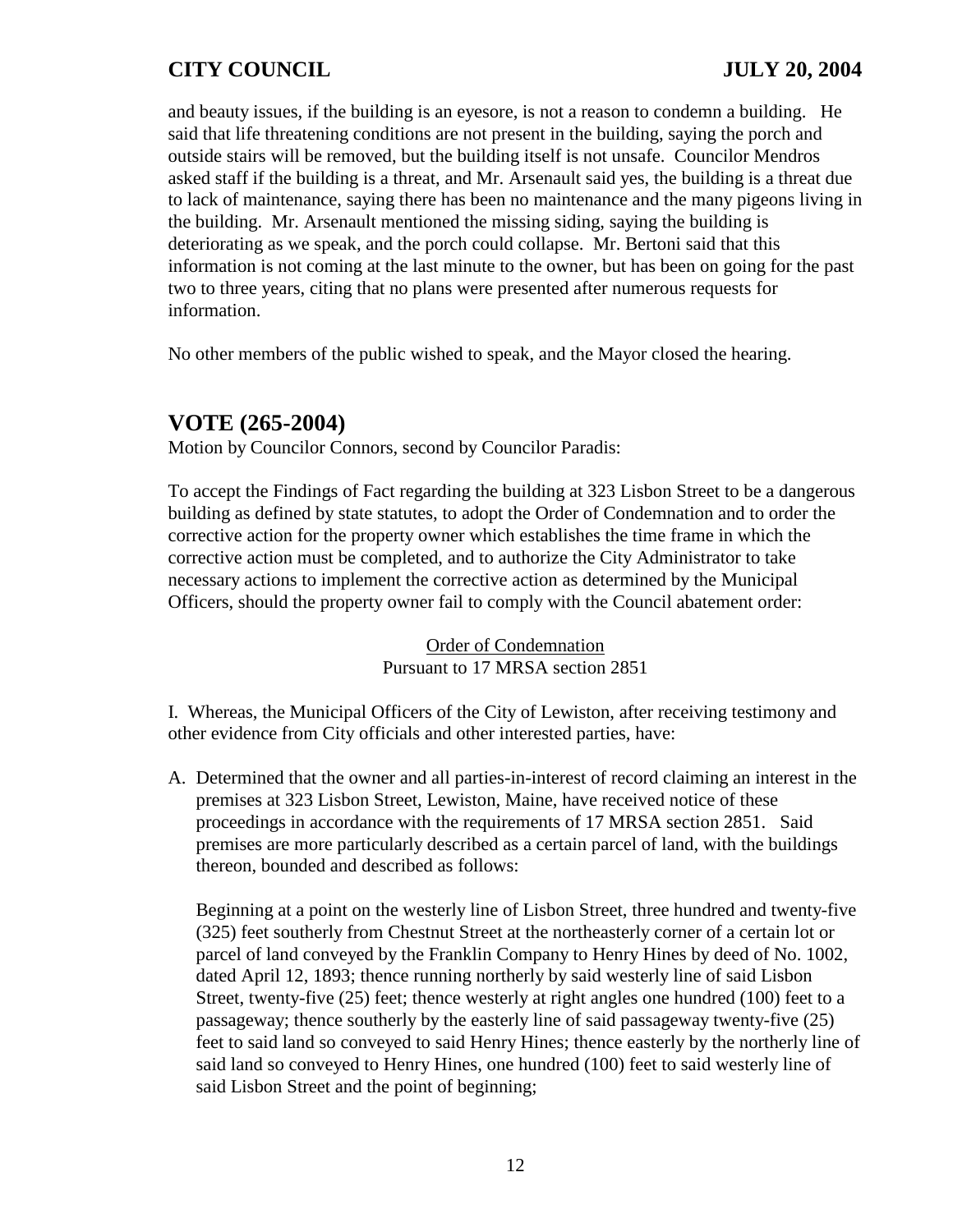and beauty issues, if the building is an eyesore, is not a reason to condemn a building. He said that life threatening conditions are not present in the building, saying the porch and outside stairs will be removed, but the building itself is not unsafe. Councilor Mendros asked staff if the building is a threat, and Mr. Arsenault said yes, the building is a threat due to lack of maintenance, saying there has been no maintenance and the many pigeons living in the building. Mr. Arsenault mentioned the missing siding, saying the building is deteriorating as we speak, and the porch could collapse. Mr. Bertoni said that this information is not coming at the last minute to the owner, but has been on going for the past two to three years, citing that no plans were presented after numerous requests for information.

No other members of the public wished to speak, and the Mayor closed the hearing.

## VOTE (265-2004)

Motion by Councilor Connors, second by Councilor Paradis:

To accept the Findings of Fact regarding the building at 323 Lisbon Street to be a dangerous building as defined by state statutes, to adopt the Order of Condemnation and to order the corrective action for the property owner which establishes the time frame in which the corrective action must be completed, and to authorize the City Administrator to take necessary actions to implement the corrective action as determined by the Municipal Officers, should the property owner fail to comply with the Council abatement order:

<u>Order of Condemnation</u>
Pursuant to 17 MRSA section 2851

I. Whereas, the Municipal Officers of the City of Lewiston, after receiving testimony and other evidence from City officials and other interested parties, have:

A. Determined that the owner and all parties-in-interest of record claiming an interest in the premises at 323 Lisbon Street, Lewiston, Maine, have received notice of these proceedings in accordance with the requirements of 17 MRSA section 2851. Said premises are more particularly described as a certain parcel of land, with the buildings thereon, bounded and described as follows:

   Beginning at a point on the westerly line of Lisbon Street, three hundred and twenty-five (325) feet southerly from Chestnut Street at the northeasterly corner of a certain lot or parcel of land conveyed by the Franklin Company to Henry Hines by deed of No. 1002, dated April 12, 1893; thence running northerly by said westerly line of said Lisbon Street, twenty-five (25) feet; thence westerly at right angles one hundred (100) feet to a passageway; thence southerly by the easterly line of said passageway twenty-five (25) feet to said land so conveyed to said Henry Hines; thence easterly by the northerly line of said land so conveyed to Henry Hines, one hundred (100) feet to said westerly line of said Lisbon Street and the point of beginning;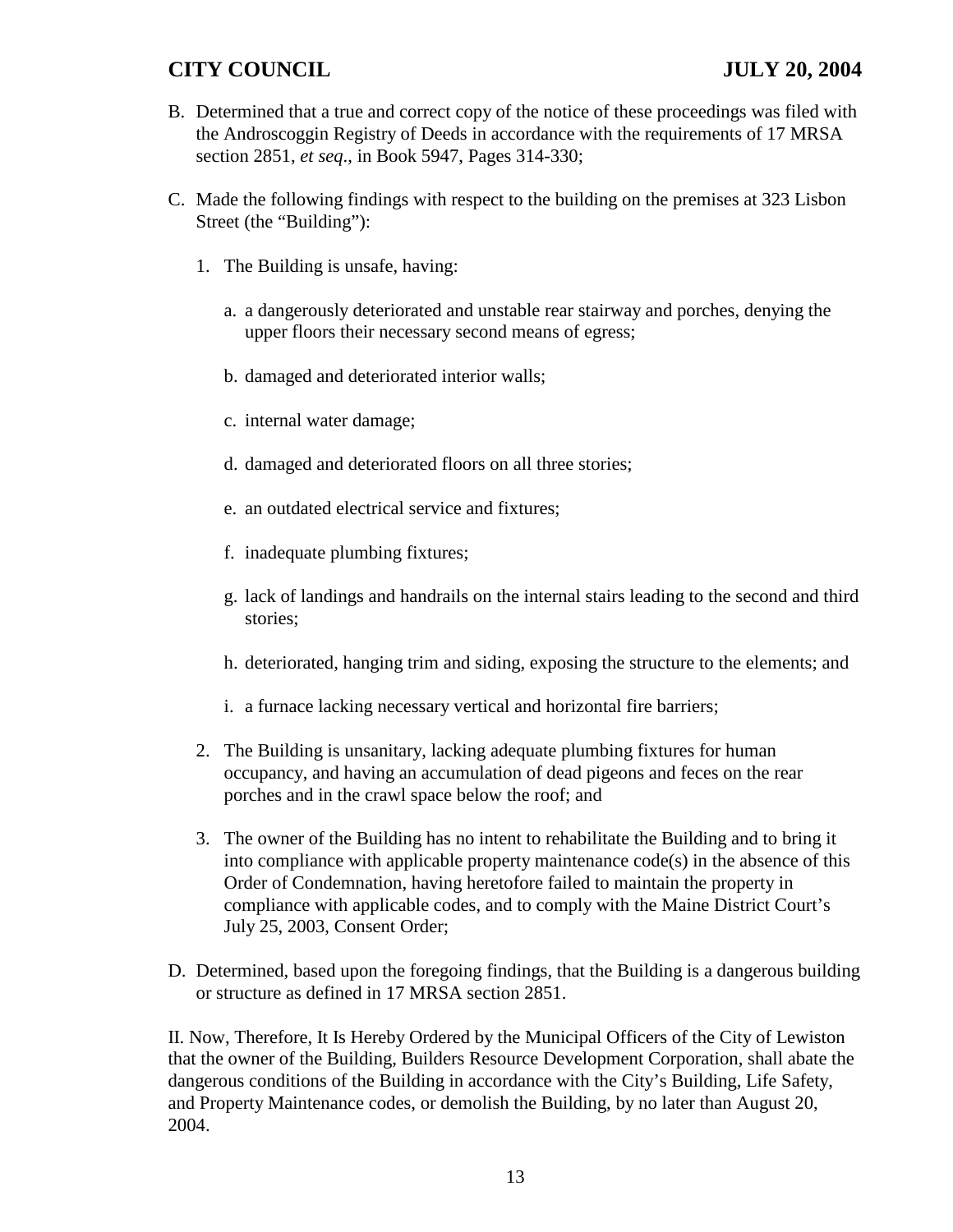B. Determined that a true and correct copy of the notice of these proceedings was filed with the Androscoggin Registry of Deeds in accordance with the requirements of 17 MRSA section 2851, *et seq*., in Book 5947, Pages 314-330;

C. Made the following findings with respect to the building on the premises at 323 Lisbon Street (the "Building"):

   1. The Building is unsafe, having:

      a. a dangerously deteriorated and unstable rear stairway and porches, denying the upper floors their necessary second means of egress;

      b. damaged and deteriorated interior walls;

      c. internal water damage;

      d. damaged and deteriorated floors on all three stories;

      e. an outdated electrical service and fixtures;

      f. inadequate plumbing fixtures;

      g. lack of landings and handrails on the internal stairs leading to the second and third stories;

      h. deteriorated, hanging trim and siding, exposing the structure to the elements; and

      i. a furnace lacking necessary vertical and horizontal fire barriers;

   2. The Building is unsanitary, lacking adequate plumbing fixtures for human occupancy, and having an accumulation of dead pigeons and feces on the rear porches and in the crawl space below the roof; and

   3. The owner of the Building has no intent to rehabilitate the Building and to bring it into compliance with applicable property maintenance code(s) in the absence of this Order of Condemnation, having heretofore failed to maintain the property in compliance with applicable codes, and to comply with the Maine District Court's July 25, 2003, Consent Order;

D. Determined, based upon the foregoing findings, that the Building is a dangerous building or structure as defined in 17 MRSA section 2851.

II. Now, Therefore, It Is Hereby Ordered by the Municipal Officers of the City of Lewiston that the owner of the Building, Builders Resource Development Corporation, shall abate the dangerous conditions of the Building in accordance with the City's Building, Life Safety, and Property Maintenance codes, or demolish the Building, by no later than August 20, 2004.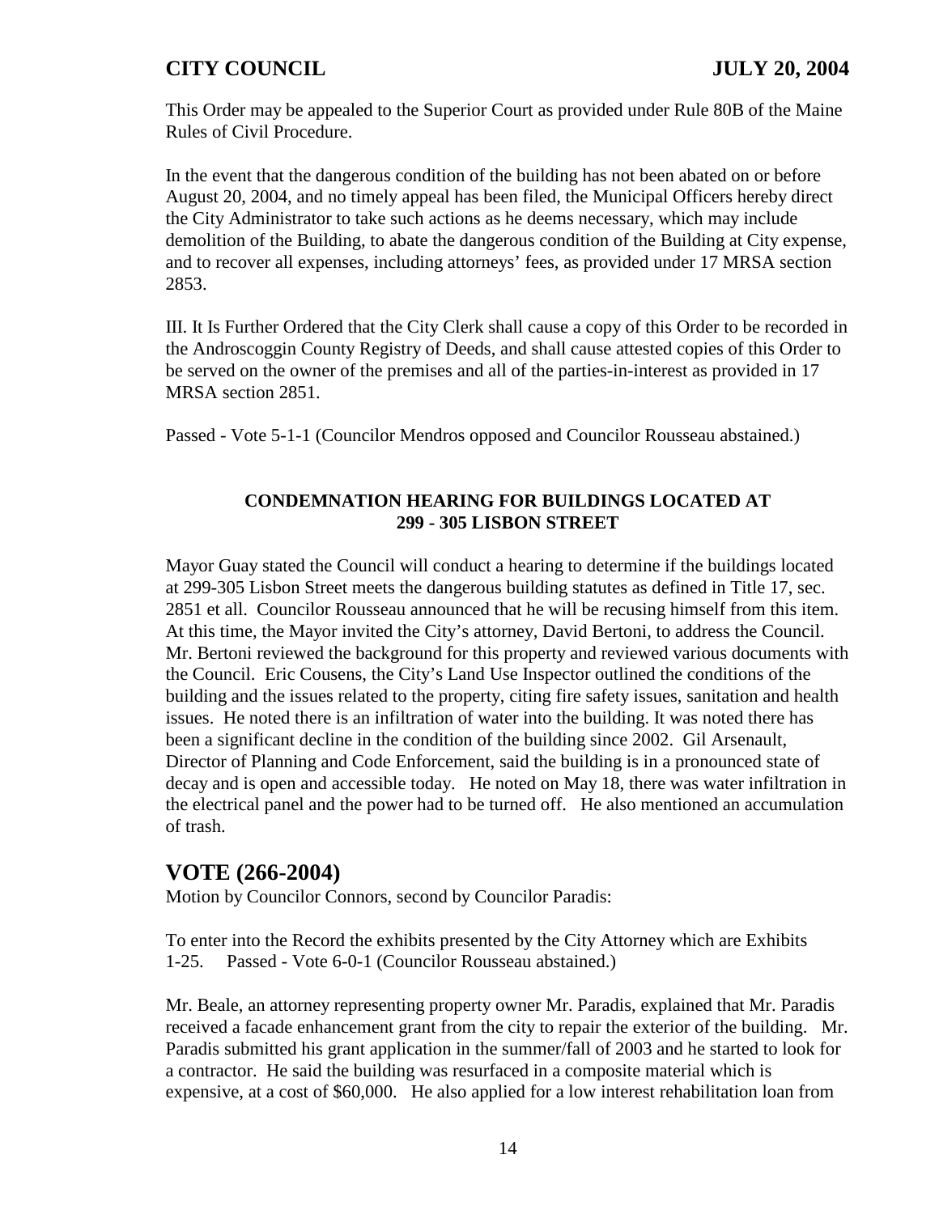This Order may be appealed to the Superior Court as provided under Rule 80B of the Maine Rules of Civil Procedure.

In the event that the dangerous condition of the building has not been abated on or before August 20, 2004, and no timely appeal has been filed, the Municipal Officers hereby direct the City Administrator to take such actions as he deems necessary, which may include demolition of the Building, to abate the dangerous condition of the Building at City expense, and to recover all expenses, including attorneys' fees, as provided under 17 MRSA section 2853.

III. It Is Further Ordered that the City Clerk shall cause a copy of this Order to be recorded in the Androscoggin County Registry of Deeds, and shall cause attested copies of this Order to be served on the owner of the premises and all of the parties-in-interest as provided in 17 MRSA section 2851.

Passed - Vote 5-1-1 (Councilor Mendros opposed and Councilor Rousseau abstained.)

**CONDEMNATION HEARING FOR BUILDINGS LOCATED AT 299 - 305 LISBON STREET**

Mayor Guay stated the Council will conduct a hearing to determine if the buildings located at 299-305 Lisbon Street meets the dangerous building statutes as defined in Title 17, sec. 2851 et all. Councilor Rousseau announced that he will be recusing himself from this item. At this time, the Mayor invited the City's attorney, David Bertoni, to address the Council. Mr. Bertoni reviewed the background for this property and reviewed various documents with the Council. Eric Cousens, the City's Land Use Inspector outlined the conditions of the building and the issues related to the property, citing fire safety issues, sanitation and health issues. He noted there is an infiltration of water into the building. It was noted there has been a significant decline in the condition of the building since 2002. Gil Arsenault, Director of Planning and Code Enforcement, said the building is in a pronounced state of decay and is open and accessible today. He noted on May 18, there was water infiltration in the electrical panel and the power had to be turned off. He also mentioned an accumulation of trash.

## VOTE (266-2004)

Motion by Councilor Connors, second by Councilor Paradis:

To enter into the Record the exhibits presented by the City Attorney which are Exhibits 1-25. Passed - Vote 6-0-1 (Councilor Rousseau abstained.)

Mr. Beale, an attorney representing property owner Mr. Paradis, explained that Mr. Paradis received a facade enhancement grant from the city to repair the exterior of the building. Mr. Paradis submitted his grant application in the summer/fall of 2003 and he started to look for a contractor. He said the building was resurfaced in a composite material which is expensive, at a cost of $60,000. He also applied for a low interest rehabilitation loan from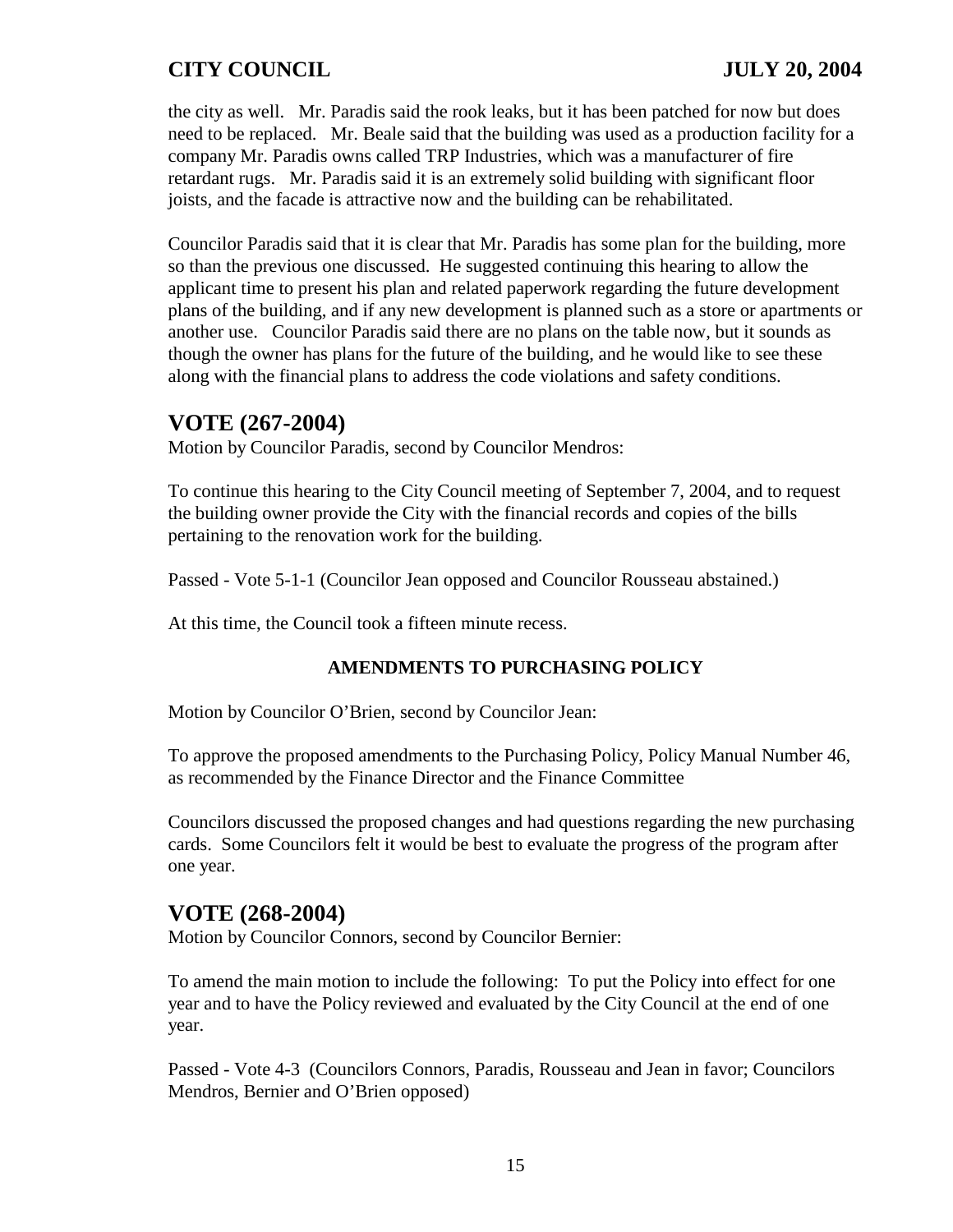the city as well. Mr. Paradis said the rook leaks, but it has been patched for now but does need to be replaced. Mr. Beale said that the building was used as a production facility for a company Mr. Paradis owns called TRP Industries, which was a manufacturer of fire retardant rugs. Mr. Paradis said it is an extremely solid building with significant floor joists, and the facade is attractive now and the building can be rehabilitated.

Councilor Paradis said that it is clear that Mr. Paradis has some plan for the building, more so than the previous one discussed. He suggested continuing this hearing to allow the applicant time to present his plan and related paperwork regarding the future development plans of the building, and if any new development is planned such as a store or apartments or another use. Councilor Paradis said there are no plans on the table now, but it sounds as though the owner has plans for the future of the building, and he would like to see these along with the financial plans to address the code violations and safety conditions.

## VOTE (267-2004)

Motion by Councilor Paradis, second by Councilor Mendros:

To continue this hearing to the City Council meeting of September 7, 2004, and to request the building owner provide the City with the financial records and copies of the bills pertaining to the renovation work for the building.

Passed - Vote 5-1-1 (Councilor Jean opposed and Councilor Rousseau abstained.)

At this time, the Council took a fifteen minute recess.

### AMENDMENTS TO PURCHASING POLICY

Motion by Councilor O'Brien, second by Councilor Jean:

To approve the proposed amendments to the Purchasing Policy, Policy Manual Number 46, as recommended by the Finance Director and the Finance Committee

Councilors discussed the proposed changes and had questions regarding the new purchasing cards. Some Councilors felt it would be best to evaluate the progress of the program after one year.

## VOTE (268-2004)

Motion by Councilor Connors, second by Councilor Bernier:

To amend the main motion to include the following: To put the Policy into effect for one year and to have the Policy reviewed and evaluated by the City Council at the end of one year.

Passed - Vote 4-3 (Councilors Connors, Paradis, Rousseau and Jean in favor; Councilors Mendros, Bernier and O'Brien opposed)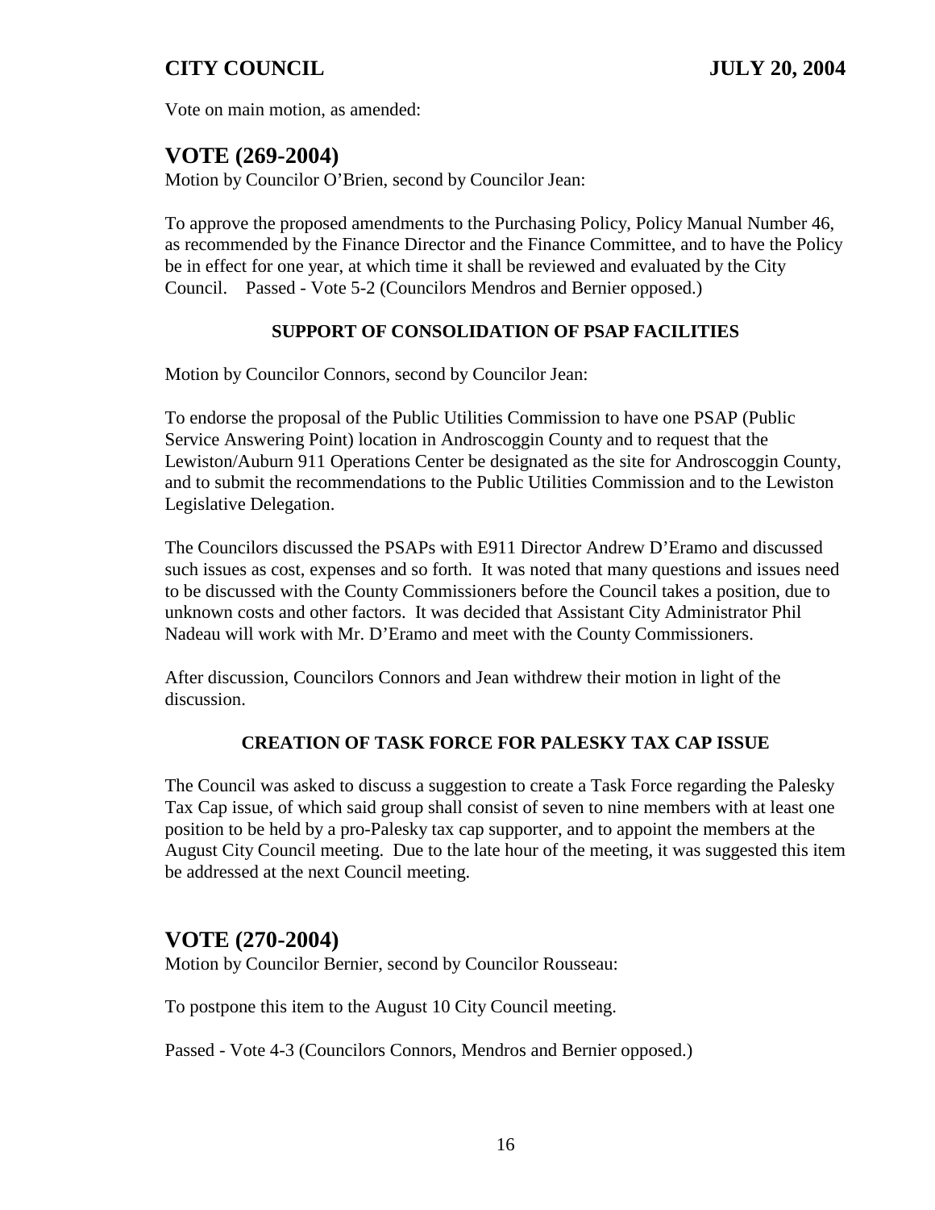Vote on main motion, as amended:

## VOTE (269-2004)

Motion by Councilor O'Brien, second by Councilor Jean:

To approve the proposed amendments to the Purchasing Policy, Policy Manual Number 46, as recommended by the Finance Director and the Finance Committee, and to have the Policy be in effect for one year, at which time it shall be reviewed and evaluated by the City Council. Passed - Vote 5-2 (Councilors Mendros and Bernier opposed.)

### SUPPORT OF CONSOLIDATION OF PSAP FACILITIES

Motion by Councilor Connors, second by Councilor Jean:

To endorse the proposal of the Public Utilities Commission to have one PSAP (Public Service Answering Point) location in Androscoggin County and to request that the Lewiston/Auburn 911 Operations Center be designated as the site for Androscoggin County, and to submit the recommendations to the Public Utilities Commission and to the Lewiston Legislative Delegation.

The Councilors discussed the PSAPs with E911 Director Andrew D'Eramo and discussed such issues as cost, expenses and so forth. It was noted that many questions and issues need to be discussed with the County Commissioners before the Council takes a position, due to unknown costs and other factors. It was decided that Assistant City Administrator Phil Nadeau will work with Mr. D'Eramo and meet with the County Commissioners.

After discussion, Councilors Connors and Jean withdrew their motion in light of the discussion.

### CREATION OF TASK FORCE FOR PALESKY TAX CAP ISSUE

The Council was asked to discuss a suggestion to create a Task Force regarding the Palesky Tax Cap issue, of which said group shall consist of seven to nine members with at least one position to be held by a pro-Palesky tax cap supporter, and to appoint the members at the August City Council meeting. Due to the late hour of the meeting, it was suggested this item be addressed at the next Council meeting.

## VOTE (270-2004)

Motion by Councilor Bernier, second by Councilor Rousseau:

To postpone this item to the August 10 City Council meeting.

Passed - Vote 4-3 (Councilors Connors, Mendros and Bernier opposed.)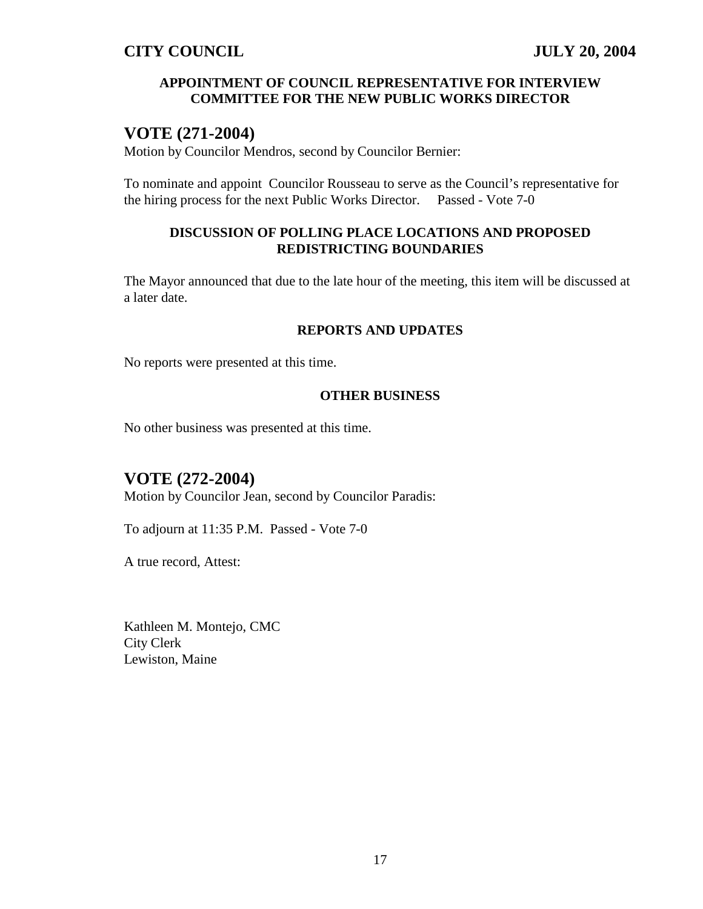**APPOINTMENT OF COUNCIL REPRESENTATIVE FOR INTERVIEW COMMITTEE FOR THE NEW PUBLIC WORKS DIRECTOR**

## VOTE (271-2004)

Motion by Councilor Mendros, second by Councilor Bernier:

To nominate and appoint Councilor Rousseau to serve as the Council's representative for the hiring process for the next Public Works Director. Passed - Vote 7-0

**DISCUSSION OF POLLING PLACE LOCATIONS AND PROPOSED REDISTRICTING BOUNDARIES**

The Mayor announced that due to the late hour of the meeting, this item will be discussed at a later date.

**REPORTS AND UPDATES**

No reports were presented at this time.

**OTHER BUSINESS**

No other business was presented at this time.

## VOTE (272-2004)

Motion by Councilor Jean, second by Councilor Paradis:

To adjourn at 11:35 P.M. Passed - Vote 7-0

A true record, Attest:

Kathleen M. Montejo, CMC
City Clerk
Lewiston, Maine